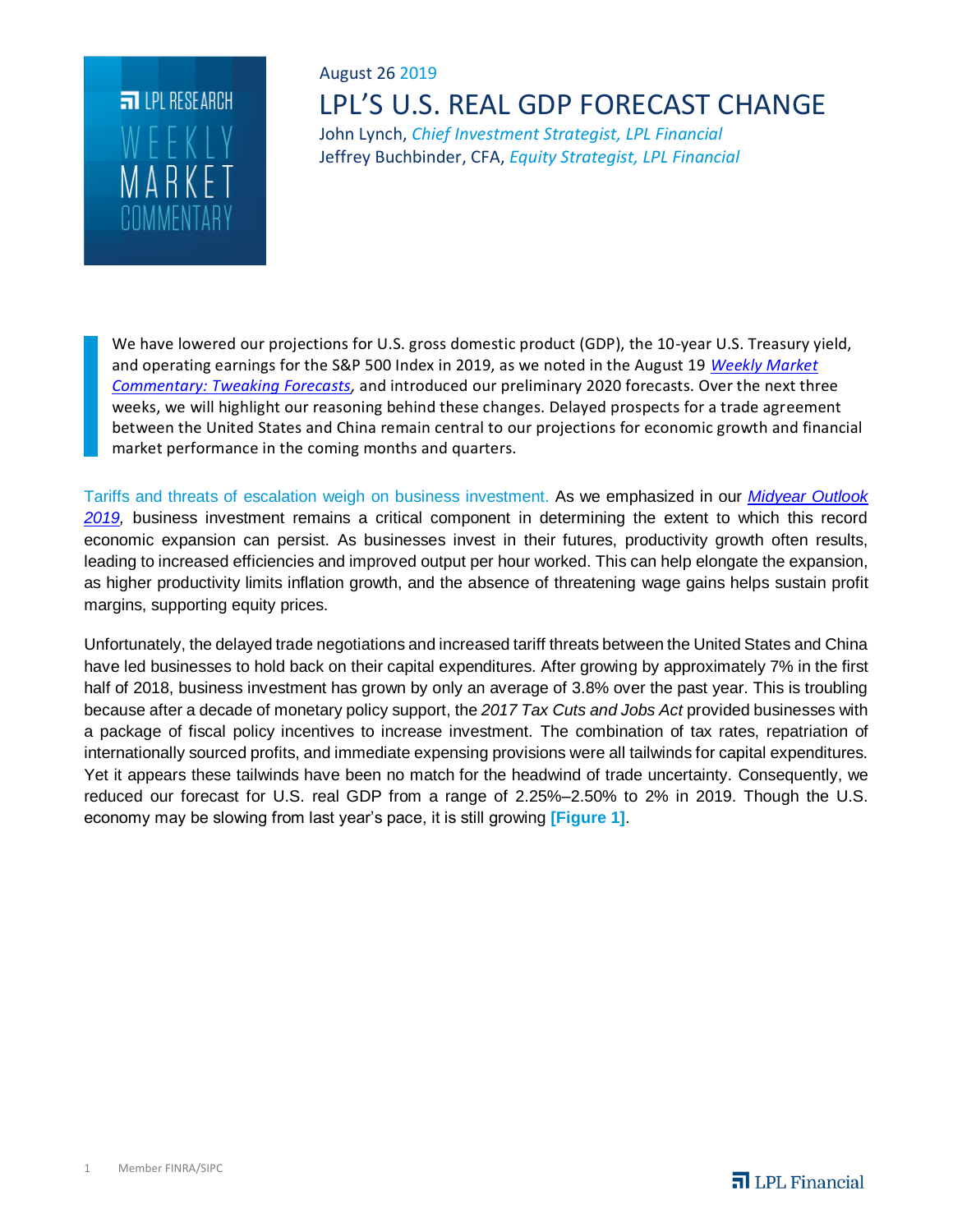August 26 2019

# LPL'S U.S. REAL GDP FORECAST CHANGE

John Lynch, *Chief Investment Strategist, LPL Financial*
Jeffrey Buchbinder, CFA, *Equity Strategist, LPL Financial*

We have lowered our projections for U.S. gross domestic product (GDP), the 10-year U.S. Treasury yield, and operating earnings for the S&P 500 Index in 2019, as we noted in the August 19 *Weekly Market Commentary: Tweaking Forecasts*, and introduced our preliminary 2020 forecasts. Over the next three weeks, we will highlight our reasoning behind these changes. Delayed prospects for a trade agreement between the United States and China remain central to our projections for economic growth and financial market performance in the coming months and quarters.

Tariffs and threats of escalation weigh on business investment. As we emphasized in our *Midyear Outlook 2019*, business investment remains a critical component in determining the extent to which this record economic expansion can persist. As businesses invest in their futures, productivity growth often results, leading to increased efficiencies and improved output per hour worked. This can help elongate the expansion, as higher productivity limits inflation growth, and the absence of threatening wage gains helps sustain profit margins, supporting equity prices.

Unfortunately, the delayed trade negotiations and increased tariff threats between the United States and China have led businesses to hold back on their capital expenditures. After growing by approximately 7% in the first half of 2018, business investment has grown by only an average of 3.8% over the past year. This is troubling because after a decade of monetary policy support, the *2017 Tax Cuts and Jobs Act* provided businesses with a package of fiscal policy incentives to increase investment. The combination of tax rates, repatriation of internationally sourced profits, and immediate expensing provisions were all tailwinds for capital expenditures. Yet it appears these tailwinds have been no match for the headwind of trade uncertainty. Consequently, we reduced our forecast for U.S. real GDP from a range of 2.25%–2.50% to 2% in 2019. Though the U.S. economy may be slowing from last year's pace, it is still growing **[Figure 1]**.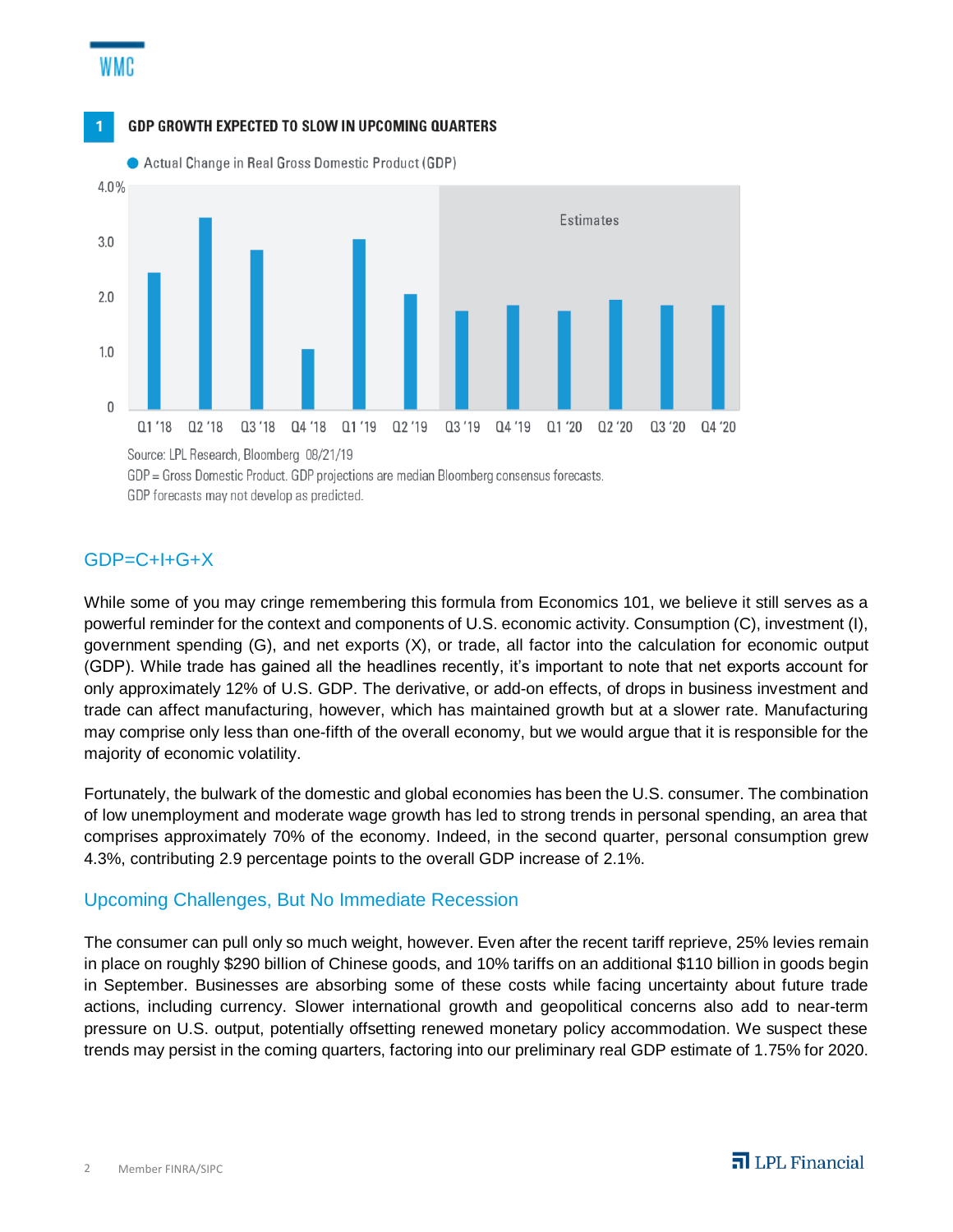**1 GDP GROWTH EXPECTED TO SLOW IN UPCOMING QUARTERS**

Actual Change in Real Gross Domestic Product (GDP)

Source: LPL Research, Bloomberg 08/21/19

GDP = Gross Domestic Product. GDP projections are median Bloomberg consensus forecasts.

GDP forecasts may not develop as predicted.

## GDP=C+I+G+X

While some of you may cringe remembering this formula from Economics 101, we believe it still serves as a powerful reminder for the context and components of U.S. economic activity. Consumption (C), investment (I), government spending (G), and net exports (X), or trade, all factor into the calculation for economic output (GDP). While trade has gained all the headlines recently, it's important to note that net exports account for only approximately 12% of U.S. GDP. The derivative, or add-on effects, of drops in business investment and trade can affect manufacturing, however, which has maintained growth but at a slower rate. Manufacturing may comprise only less than one-fifth of the overall economy, but we would argue that it is responsible for the majority of economic volatility.

Fortunately, the bulwark of the domestic and global economies has been the U.S. consumer. The combination of low unemployment and moderate wage growth has led to strong trends in personal spending, an area that comprises approximately 70% of the economy. Indeed, in the second quarter, personal consumption grew 4.3%, contributing 2.9 percentage points to the overall GDP increase of 2.1%.

## Upcoming Challenges, But No Immediate Recession

The consumer can pull only so much weight, however. Even after the recent tariff reprieve, 25% levies remain in place on roughly $290 billion of Chinese goods, and 10% tariffs on an additional $110 billion in goods begin in September. Businesses are absorbing some of these costs while facing uncertainty about future trade actions, including currency. Slower international growth and geopolitical concerns also add to near-term pressure on U.S. output, potentially offsetting renewed monetary policy accommodation. We suspect these trends may persist in the coming quarters, factoring into our preliminary real GDP estimate of 1.75% for 2020.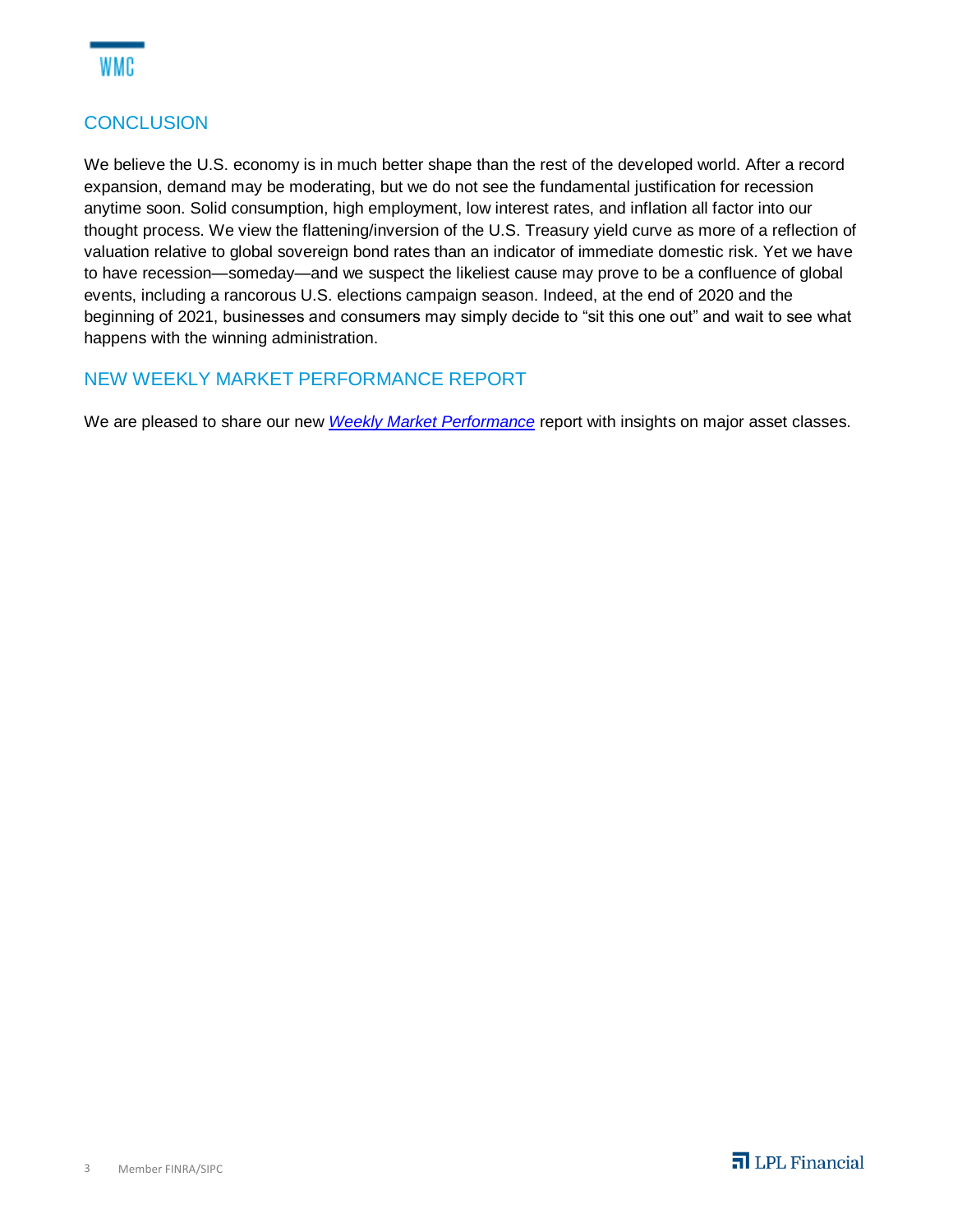## CONCLUSION

We believe the U.S. economy is in much better shape than the rest of the developed world. After a record expansion, demand may be moderating, but we do not see the fundamental justification for recession anytime soon. Solid consumption, high employment, low interest rates, and inflation all factor into our thought process. We view the flattening/inversion of the U.S. Treasury yield curve as more of a reflection of valuation relative to global sovereign bond rates than an indicator of immediate domestic risk. Yet we have to have recession—someday—and we suspect the likeliest cause may prove to be a confluence of global events, including a rancorous U.S. elections campaign season. Indeed, at the end of 2020 and the beginning of 2021, businesses and consumers may simply decide to "sit this one out" and wait to see what happens with the winning administration.

## NEW WEEKLY MARKET PERFORMANCE REPORT

We are pleased to share our new *Weekly Market Performance* report with insights on major asset classes.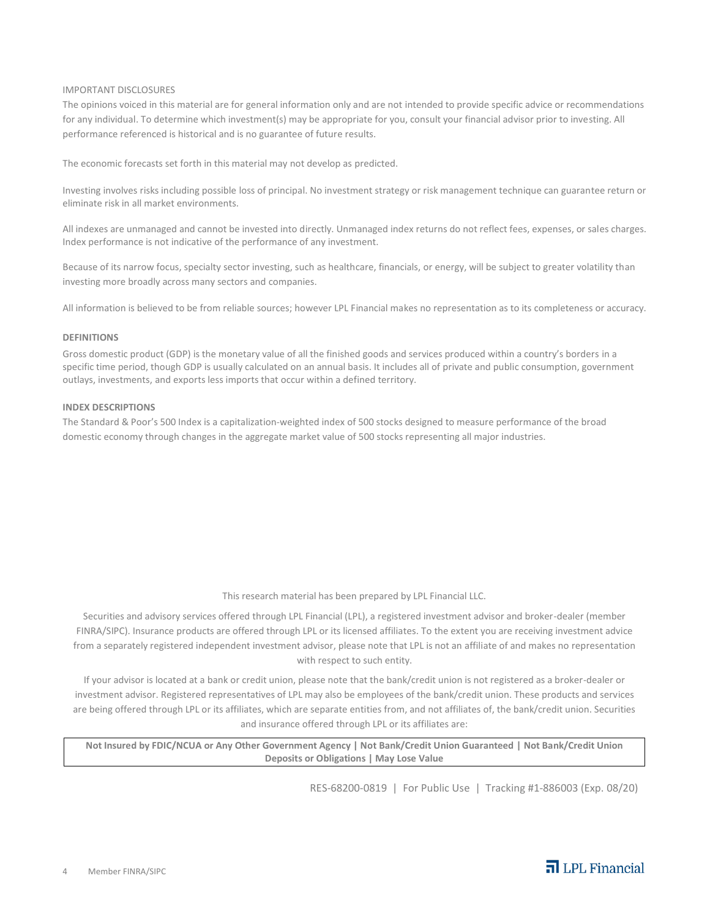IMPORTANT DISCLOSURES

The opinions voiced in this material are for general information only and are not intended to provide specific advice or recommendations for any individual. To determine which investment(s) may be appropriate for you, consult your financial advisor prior to investing. All performance referenced is historical and is no guarantee of future results.

The economic forecasts set forth in this material may not develop as predicted.

Investing involves risks including possible loss of principal. No investment strategy or risk management technique can guarantee return or eliminate risk in all market environments.

All indexes are unmanaged and cannot be invested into directly. Unmanaged index returns do not reflect fees, expenses, or sales charges. Index performance is not indicative of the performance of any investment.

Because of its narrow focus, specialty sector investing, such as healthcare, financials, or energy, will be subject to greater volatility than investing more broadly across many sectors and companies.

All information is believed to be from reliable sources; however LPL Financial makes no representation as to its completeness or accuracy.

**DEFINITIONS**

Gross domestic product (GDP) is the monetary value of all the finished goods and services produced within a country's borders in a specific time period, though GDP is usually calculated on an annual basis. It includes all of private and public consumption, government outlays, investments, and exports less imports that occur within a defined territory.

**INDEX DESCRIPTIONS**

The Standard & Poor's 500 Index is a capitalization-weighted index of 500 stocks designed to measure performance of the broad domestic economy through changes in the aggregate market value of 500 stocks representing all major industries.

This research material has been prepared by LPL Financial LLC.

Securities and advisory services offered through LPL Financial (LPL), a registered investment advisor and broker-dealer (member FINRA/SIPC). Insurance products are offered through LPL or its licensed affiliates. To the extent you are receiving investment advice from a separately registered independent investment advisor, please note that LPL is not an affiliate of and makes no representation with respect to such entity.

If your advisor is located at a bank or credit union, please note that the bank/credit union is not registered as a broker-dealer or investment advisor. Registered representatives of LPL may also be employees of the bank/credit union. These products and services are being offered through LPL or its affiliates, which are separate entities from, and not affiliates of, the bank/credit union. Securities and insurance offered through LPL or its affiliates are:

**Not Insured by FDIC/NCUA or Any Other Government Agency | Not Bank/Credit Union Guaranteed | Not Bank/Credit Union Deposits or Obligations | May Lose Value**

RES-68200-0819 | For Public Use | Tracking #1-886003 (Exp. 08/20)

Member FINRA/SIPC

LPL Financial